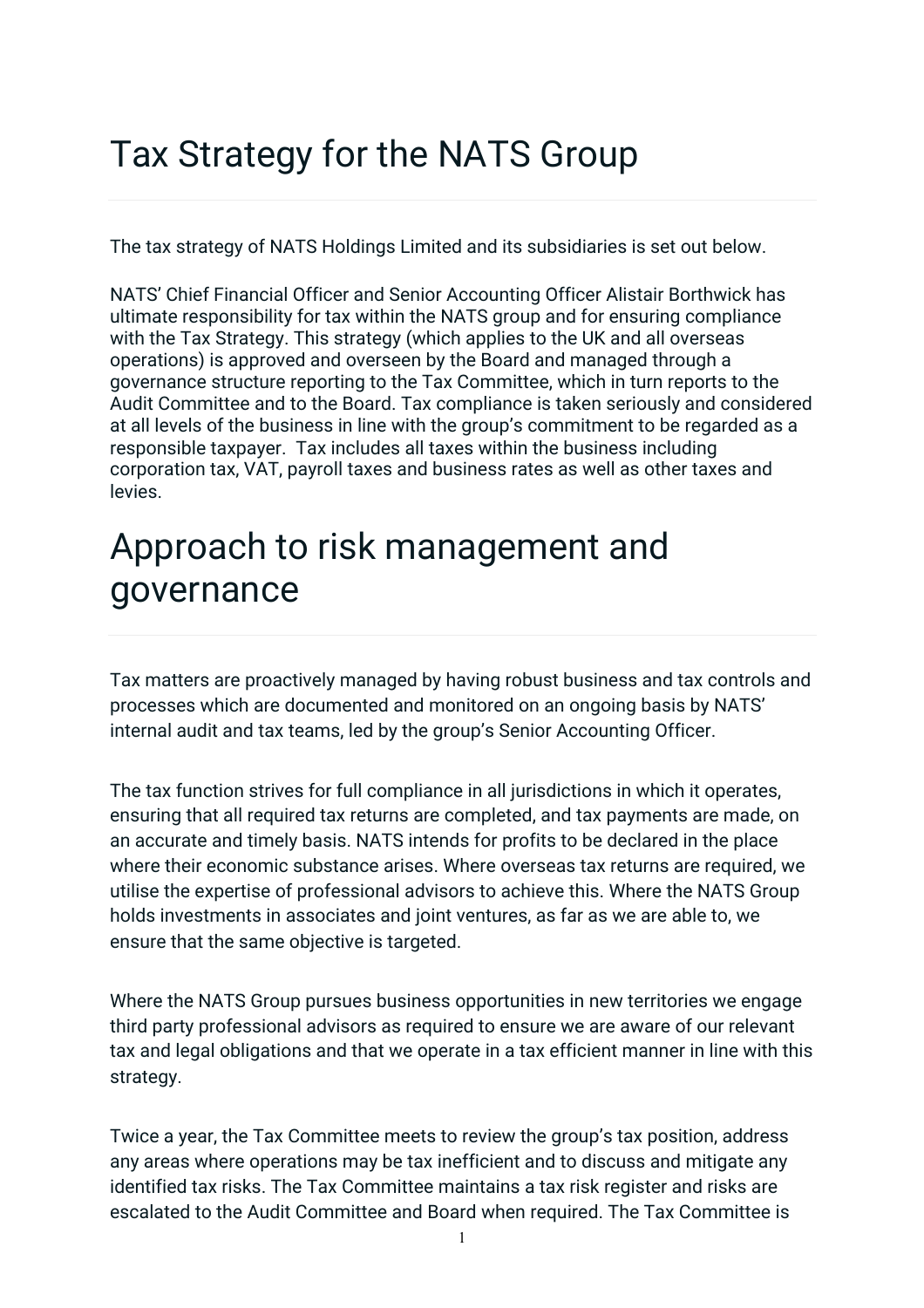# Tax Strategy for the NATS Group

The tax strategy of NATS Holdings Limited and its subsidiaries is set out below.

NATS' Chief Financial Officer and Senior Accounting Officer Alistair Borthwick has ultimate responsibility for tax within the NATS group and for ensuring compliance with the Tax Strategy. This strategy (which applies to the UK and all overseas operations) is approved and overseen by the Board and managed through a governance structure reporting to the Tax Committee, which in turn reports to the Audit Committee and to the Board. Tax compliance is taken seriously and considered at all levels of the business in line with the group's commitment to be regarded as a responsible taxpayer. Tax includes all taxes within the business including corporation tax, VAT, payroll taxes and business rates as well as other taxes and levies.

# Approach to risk management and governance

Tax matters are proactively managed by having robust business and tax controls and processes which are documented and monitored on an ongoing basis by NATS' internal audit and tax teams, led by the group's Senior Accounting Officer.

The tax function strives for full compliance in all jurisdictions in which it operates, ensuring that all required tax returns are completed, and tax payments are made, on an accurate and timely basis. NATS intends for profits to be declared in the place where their economic substance arises. Where overseas tax returns are required, we utilise the expertise of professional advisors to achieve this. Where the NATS Group holds investments in associates and joint ventures, as far as we are able to, we ensure that the same objective is targeted.

Where the NATS Group pursues business opportunities in new territories we engage third party professional advisors as required to ensure we are aware of our relevant tax and legal obligations and that we operate in a tax efficient manner in line with this strategy.

Twice a year, the Tax Committee meets to review the group's tax position, address any areas where operations may be tax inefficient and to discuss and mitigate any identified tax risks. The Tax Committee maintains a tax risk register and risks are escalated to the Audit Committee and Board when required. The Tax Committee is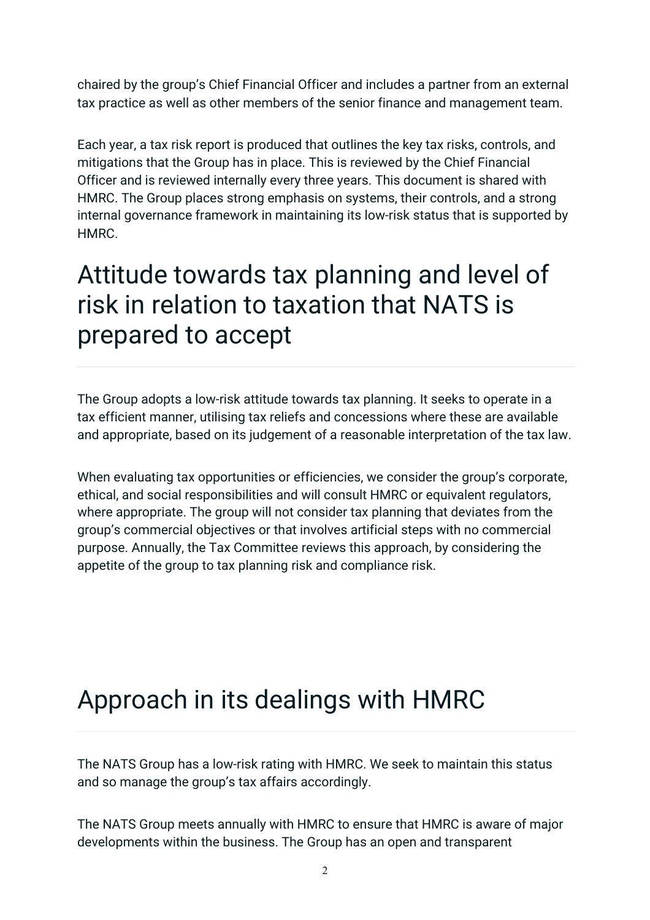chaired by the group's Chief Financial Officer and includes a partner from an external tax practice as well as other members of the senior finance and management team.

Each year, a tax risk report is produced that outlines the key tax risks, controls, and mitigations that the Group has in place. This is reviewed by the Chief Financial Officer and is reviewed internally every three years. This document is shared with HMRC. The Group places strong emphasis on systems, their controls, and a strong internal governance framework in maintaining its low-risk status that is supported by HMRC.

## Attitude towards tax planning and level of risk in relation to taxation that NATS is prepared to accept

The Group adopts a low-risk attitude towards tax planning. It seeks to operate in a tax efficient manner, utilising tax reliefs and concessions where these are available and appropriate, based on its judgement of a reasonable interpretation of the tax law.

When evaluating tax opportunities or efficiencies, we consider the group's corporate, ethical, and social responsibilities and will consult HMRC or equivalent regulators, where appropriate. The group will not consider tax planning that deviates from the group's commercial objectives or that involves artificial steps with no commercial purpose. Annually, the Tax Committee reviews this approach, by considering the appetite of the group to tax planning risk and compliance risk.

## Approach in its dealings with HMRC

The NATS Group has a low-risk rating with HMRC. We seek to maintain this status and so manage the group's tax affairs accordingly.

The NATS Group meets annually with HMRC to ensure that HMRC is aware of major developments within the business. The Group has an open and transparent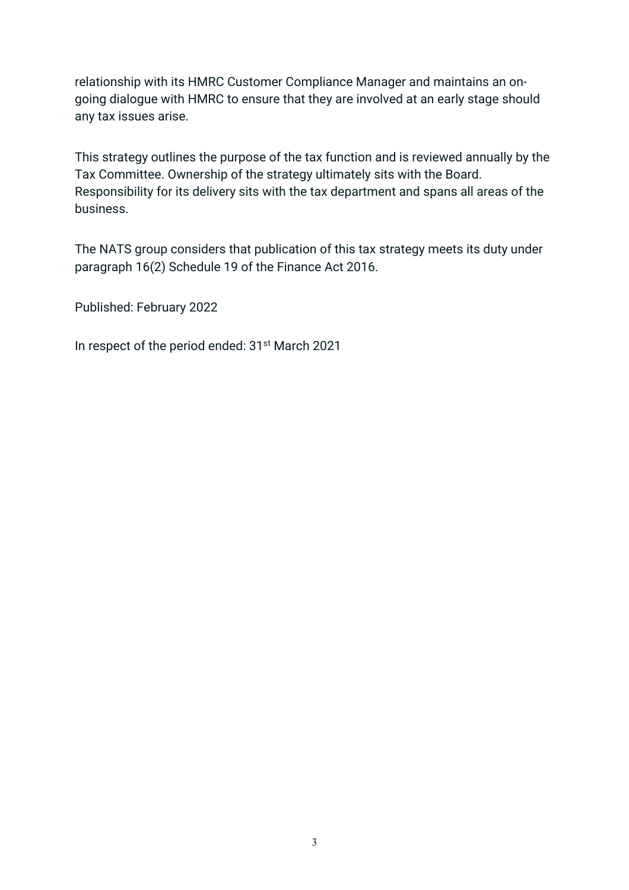relationship with its HMRC Customer Compliance Manager and maintains an on-going dialogue with HMRC to ensure that they are involved at an early stage should any tax issues arise.

This strategy outlines the purpose of the tax function and is reviewed annually by the Tax Committee. Ownership of the strategy ultimately sits with the Board. Responsibility for its delivery sits with the tax department and spans all areas of the business.

The NATS group considers that publication of this tax strategy meets its duty under paragraph 16(2) Schedule 19 of the Finance Act 2016.

Published: February 2022

In respect of the period ended: 31st March 2021